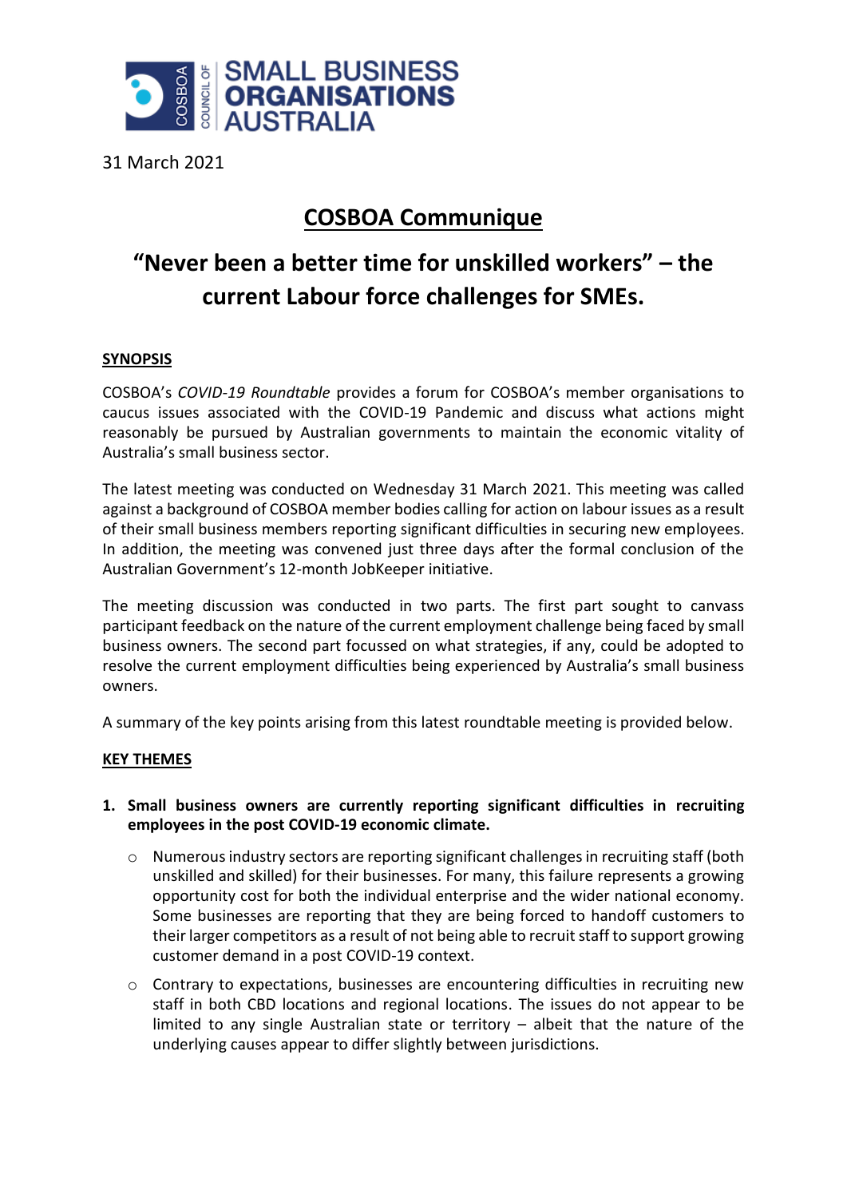31 March 2021

# COSBOA Communique

## "Never been a better time for unskilled workers" – the current Labour force challenges for SMEs.

### SYNOPSIS

COSBOA's *COVID-19 Roundtable* provides a forum for COSBOA's member organisations to caucus issues associated with the COVID-19 Pandemic and discuss what actions might reasonably be pursued by Australian governments to maintain the economic vitality of Australia's small business sector.

The latest meeting was conducted on Wednesday 31 March 2021. This meeting was called against a background of COSBOA member bodies calling for action on labour issues as a result of their small business members reporting significant difficulties in securing new employees. In addition, the meeting was convened just three days after the formal conclusion of the Australian Government's 12-month JobKeeper initiative.

The meeting discussion was conducted in two parts. The first part sought to canvass participant feedback on the nature of the current employment challenge being faced by small business owners. The second part focussed on what strategies, if any, could be adopted to resolve the current employment difficulties being experienced by Australia's small business owners.

A summary of the key points arising from this latest roundtable meeting is provided below.

### KEY THEMES

1. **Small business owners are currently reporting significant difficulties in recruiting employees in the post COVID-19 economic climate.**
   - Numerous industry sectors are reporting significant challenges in recruiting staff (both unskilled and skilled) for their businesses. For many, this failure represents a growing opportunity cost for both the individual enterprise and the wider national economy. Some businesses are reporting that they are being forced to handoff customers to their larger competitors as a result of not being able to recruit staff to support growing customer demand in a post COVID-19 context.
   - Contrary to expectations, businesses are encountering difficulties in recruiting new staff in both CBD locations and regional locations. The issues do not appear to be limited to any single Australian state or territory – albeit that the nature of the underlying causes appear to differ slightly between jurisdictions.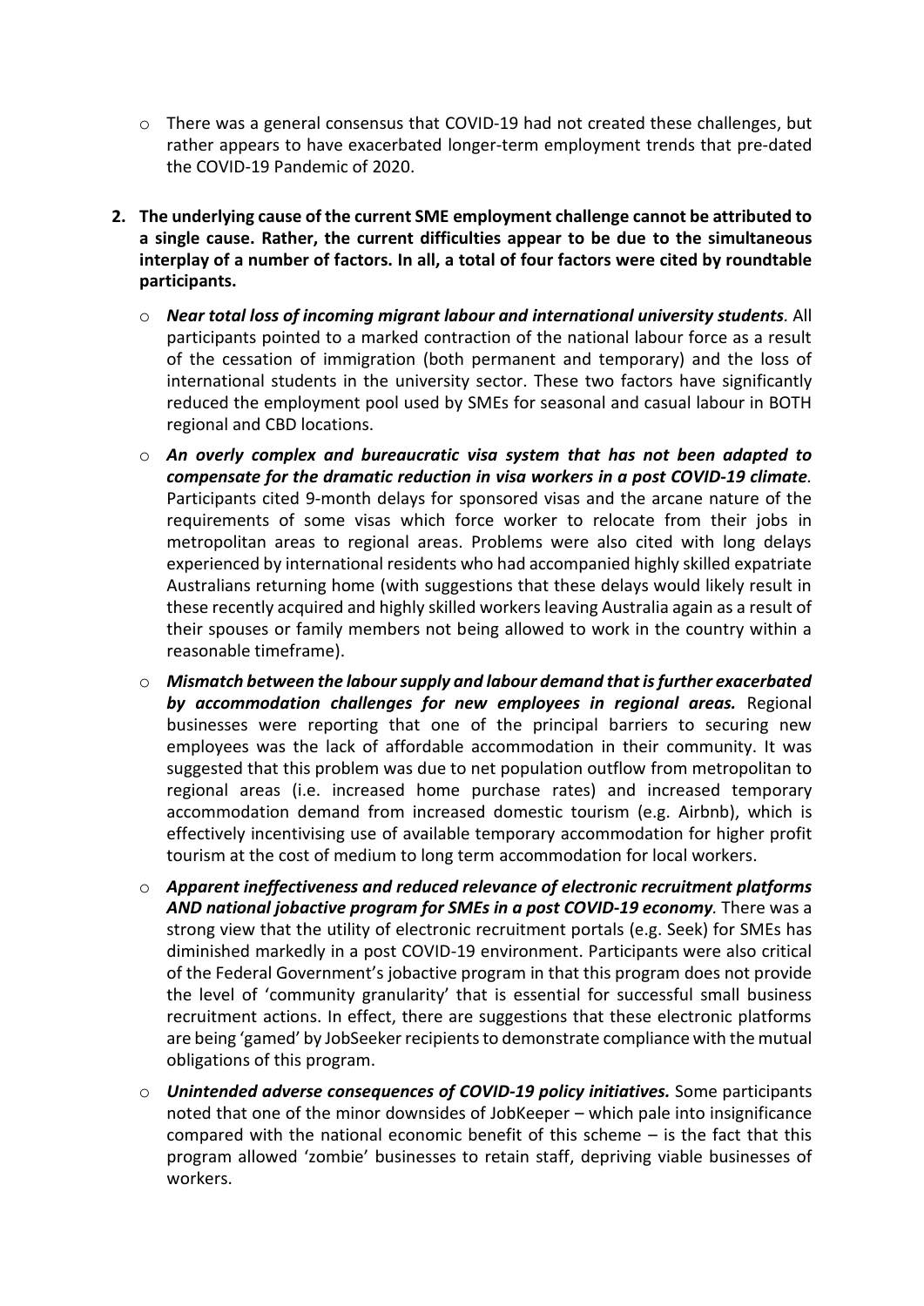- There was a general consensus that COVID-19 had not created these challenges, but rather appears to have exacerbated longer-term employment trends that pre-dated the COVID-19 Pandemic of 2020.

2. **The underlying cause of the current SME employment challenge cannot be attributed to a single cause. Rather, the current difficulties appear to be due to the simultaneous interplay of a number of factors. In all, a total of four factors were cited by roundtable participants.**

   - ***Near total loss of incoming migrant labour and international university students*.** All participants pointed to a marked contraction of the national labour force as a result of the cessation of immigration (both permanent and temporary) and the loss of international students in the university sector. These two factors have significantly reduced the employment pool used by SMEs for seasonal and casual labour in BOTH regional and CBD locations.
   - ***An overly complex and bureaucratic visa system that has not been adapted to compensate for the dramatic reduction in visa workers in a post COVID-19 climate*.** Participants cited 9-month delays for sponsored visas and the arcane nature of the requirements of some visas which force worker to relocate from their jobs in metropolitan areas to regional areas. Problems were also cited with long delays experienced by international residents who had accompanied highly skilled expatriate Australians returning home (with suggestions that these delays would likely result in these recently acquired and highly skilled workers leaving Australia again as a result of their spouses or family members not being allowed to work in the country within a reasonable timeframe).
   - ***Mismatch between the labour supply and labour demand that is further exacerbated by accommodation challenges for new employees in regional areas.*** Regional businesses were reporting that one of the principal barriers to securing new employees was the lack of affordable accommodation in their community. It was suggested that this problem was due to net population outflow from metropolitan to regional areas (i.e. increased home purchase rates) and increased temporary accommodation demand from increased domestic tourism (e.g. Airbnb), which is effectively incentivising use of available temporary accommodation for higher profit tourism at the cost of medium to long term accommodation for local workers.
   - ***Apparent ineffectiveness and reduced relevance of electronic recruitment platforms AND national jobactive program for SMEs in a post COVID-19 economy*.** There was a strong view that the utility of electronic recruitment portals (e.g. Seek) for SMEs has diminished markedly in a post COVID-19 environment. Participants were also critical of the Federal Government's jobactive program in that this program does not provide the level of 'community granularity' that is essential for successful small business recruitment actions. In effect, there are suggestions that these electronic platforms are being 'gamed' by JobSeeker recipients to demonstrate compliance with the mutual obligations of this program.
   - ***Unintended adverse consequences of COVID-19 policy initiatives.*** Some participants noted that one of the minor downsides of JobKeeper – which pale into insignificance compared with the national economic benefit of this scheme – is the fact that this program allowed 'zombie' businesses to retain staff, depriving viable businesses of workers.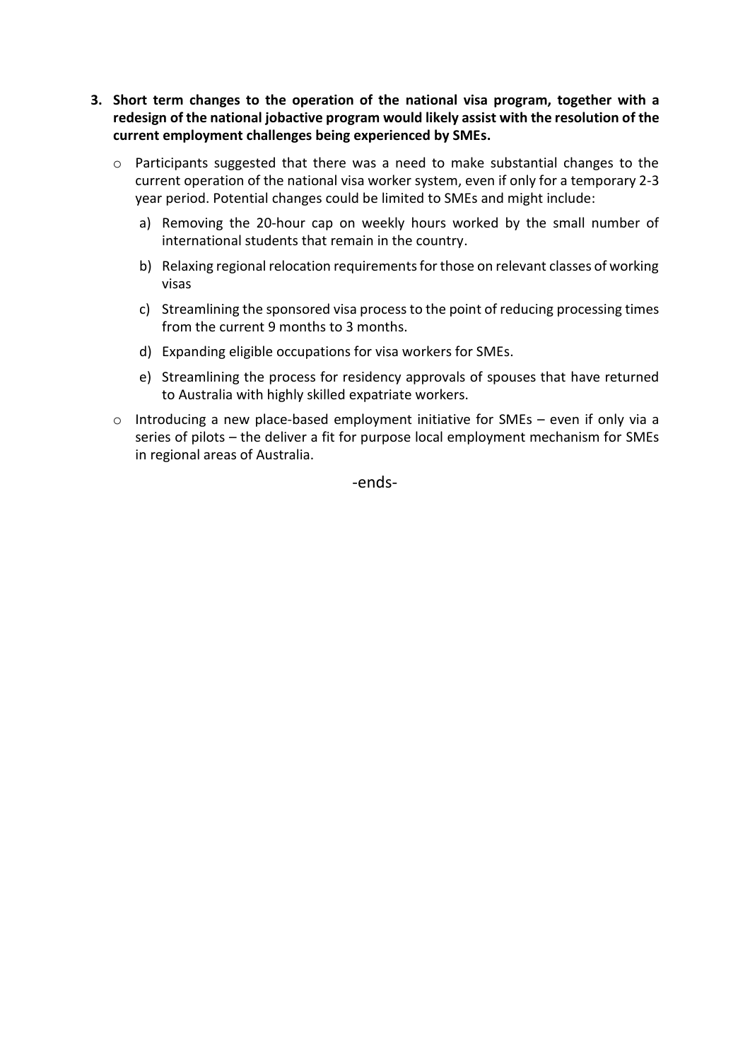3. **Short term changes to the operation of the national visa program, together with a redesign of the national jobactive program would likely assist with the resolution of the current employment challenges being experienced by SMEs.**

   - Participants suggested that there was a need to make substantial changes to the current operation of the national visa worker system, even if only for a temporary 2-3 year period. Potential changes could be limited to SMEs and might include:

     a) Removing the 20-hour cap on weekly hours worked by the small number of international students that remain in the country.

     b) Relaxing regional relocation requirements for those on relevant classes of working visas

     c) Streamlining the sponsored visa process to the point of reducing processing times from the current 9 months to 3 months.

     d) Expanding eligible occupations for visa workers for SMEs.

     e) Streamlining the process for residency approvals of spouses that have returned to Australia with highly skilled expatriate workers.

   - Introducing a new place-based employment initiative for SMEs – even if only via a series of pilots – the deliver a fit for purpose local employment mechanism for SMEs in regional areas of Australia.

-ends-